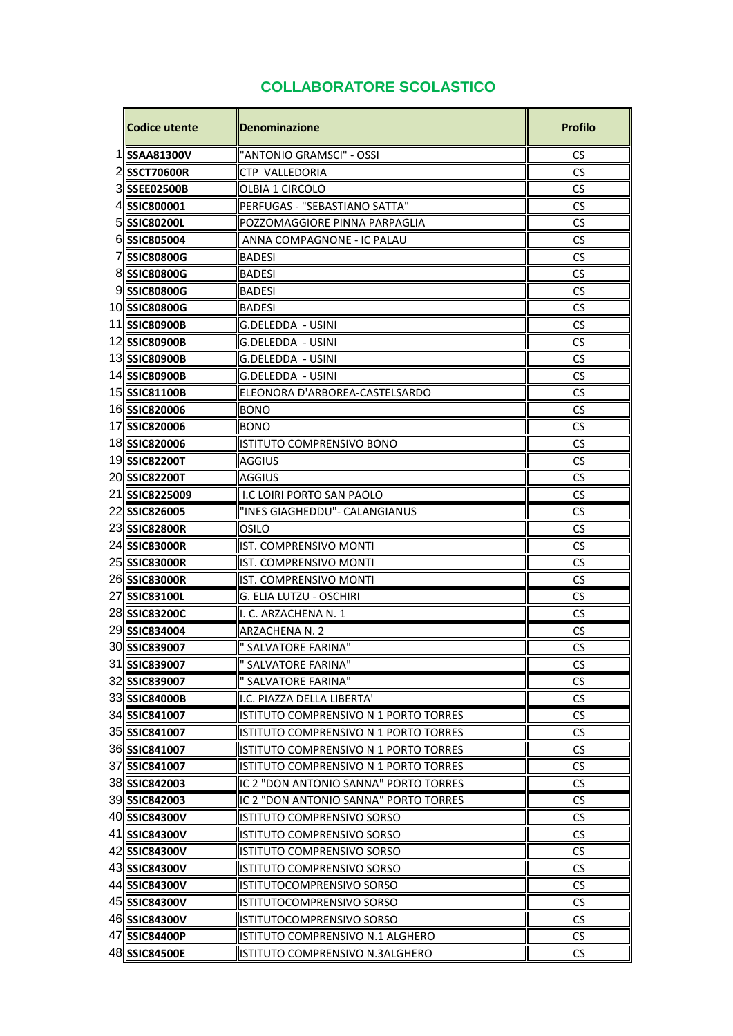## COLLABORATORE SCOLASTICO

| | Codice utente | Denominazione | Profilo |
|---|---|---|---|
| 1 | SSAA81300V | "ANTONIO GRAMSCI" - OSSI | CS |
| 2 | SSCT70600R | CTP VALLEDORIA | CS |
| 3 | SSEE02500B | OLBIA 1 CIRCOLO | CS |
| 4 | SSIC800001 | PERFUGAS - "SEBASTIANO SATTA" | CS |
| 5 | SSIC80200L | POZZOMAGGIORE PINNA PARPAGLIA | CS |
| 6 | SSIC805004 | ANNA COMPAGNONE - IC PALAU | CS |
| 7 | SSIC80800G | BADESI | CS |
| 8 | SSIC80800G | BADESI | CS |
| 9 | SSIC80800G | BADESI | CS |
| 10 | SSIC80800G | BADESI | CS |
| 11 | SSIC80900B | G.DELEDDA - USINI | CS |
| 12 | SSIC80900B | G.DELEDDA - USINI | CS |
| 13 | SSIC80900B | G.DELEDDA - USINI | CS |
| 14 | SSIC80900B | G.DELEDDA - USINI | CS |
| 15 | SSIC81100B | ELEONORA D'ARBOREA-CASTELSARDO | CS |
| 16 | SSIC820006 | BONO | CS |
| 17 | SSIC820006 | BONO | CS |
| 18 | SSIC820006 | ISTITUTO COMPRENSIVO BONO | CS |
| 19 | SSIC82200T | AGGIUS | CS |
| 20 | SSIC82200T | AGGIUS | CS |
| 21 | SSIC8225009 | I.C LOIRI PORTO SAN PAOLO | CS |
| 22 | SSIC826005 | "INES GIAGHEDDU"- CALANGIANUS | CS |
| 23 | SSIC82800R | OSILO | CS |
| 24 | SSIC83000R | IST. COMPRENSIVO MONTI | CS |
| 25 | SSIC83000R | IST. COMPRENSIVO MONTI | CS |
| 26 | SSIC83000R | IST. COMPRENSIVO MONTI | CS |
| 27 | SSIC83100L | G. ELIA LUTZU - OSCHIRI | CS |
| 28 | SSIC83200C | I. C. ARZACHENA N. 1 | CS |
| 29 | SSIC834004 | ARZACHENA N. 2 | CS |
| 30 | SSIC839007 | " SALVATORE FARINA" | CS |
| 31 | SSIC839007 | " SALVATORE FARINA" | CS |
| 32 | SSIC839007 | " SALVATORE FARINA" | CS |
| 33 | SSIC84000B | I.C. PIAZZA DELLA LIBERTA' | CS |
| 34 | SSIC841007 | ISTITUTO COMPRENSIVO N 1 PORTO TORRES | CS |
| 35 | SSIC841007 | ISTITUTO COMPRENSIVO N 1 PORTO TORRES | CS |
| 36 | SSIC841007 | ISTITUTO COMPRENSIVO N 1 PORTO TORRES | CS |
| 37 | SSIC841007 | ISTITUTO COMPRENSIVO N 1 PORTO TORRES | CS |
| 38 | SSIC842003 | IC 2 "DON ANTONIO SANNA" PORTO TORRES | CS |
| 39 | SSIC842003 | IC 2 "DON ANTONIO SANNA" PORTO TORRES | CS |
| 40 | SSIC84300V | ISTITUTO COMPRENSIVO SORSO | CS |
| 41 | SSIC84300V | ISTITUTO COMPRENSIVO SORSO | CS |
| 42 | SSIC84300V | ISTITUTO COMPRENSIVO SORSO | CS |
| 43 | SSIC84300V | ISTITUTO COMPRENSIVO SORSO | CS |
| 44 | SSIC84300V | ISTITUTOCOMPRENSIVO SORSO | CS |
| 45 | SSIC84300V | ISTITUTOCOMPRENSIVO SORSO | CS |
| 46 | SSIC84300V | ISTITUTOCOMPRENSIVO SORSO | CS |
| 47 | SSIC84400P | ISTITUTO COMPRENSIVO N.1 ALGHERO | CS |
| 48 | SSIC84500E | ISTITUTO COMPRENSIVO N.3ALGHERO | CS |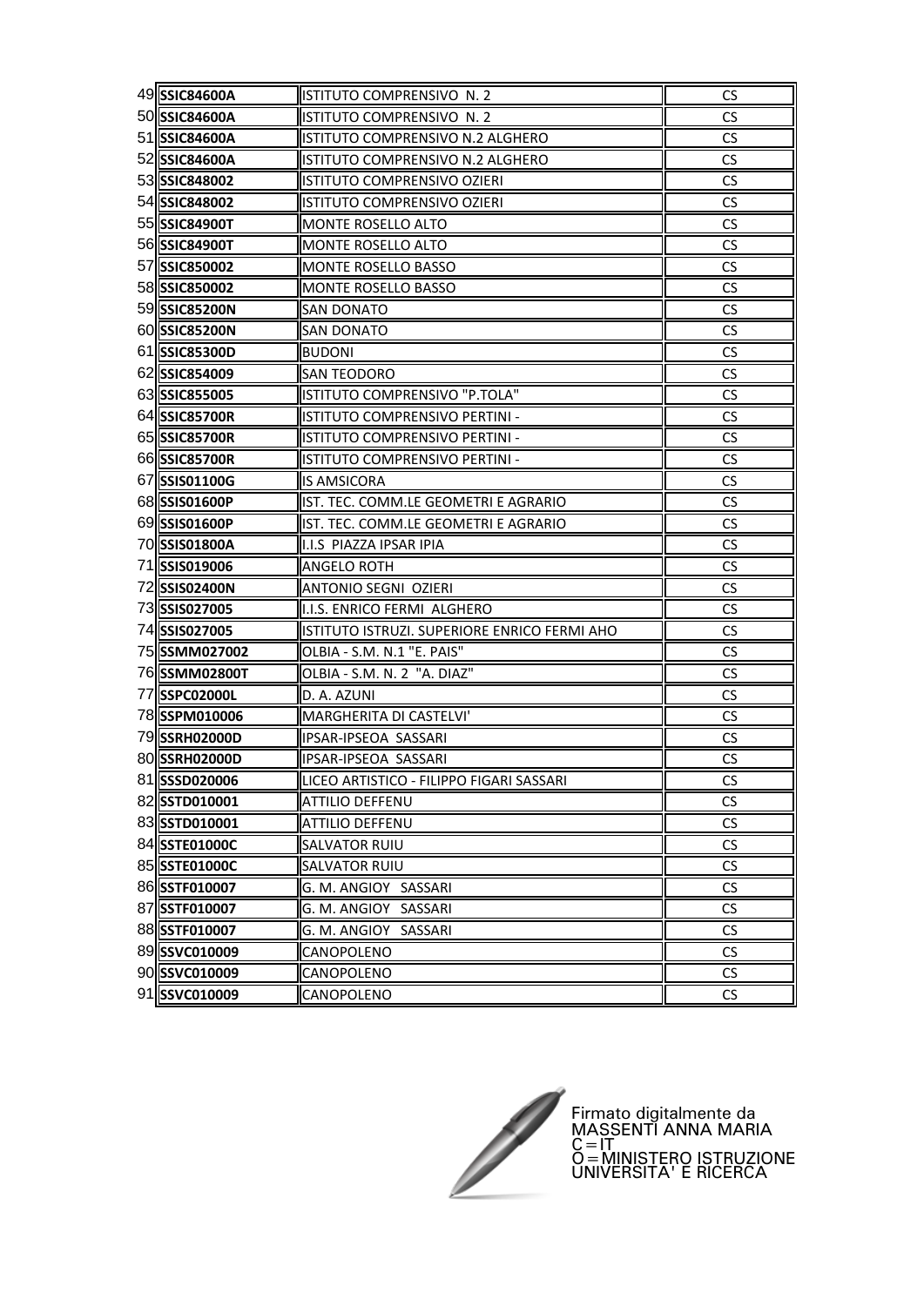| | | | |
|---|---|---|---|
| 49 | **SSIC84600A** | ISTITUTO COMPRENSIVO N. 2 | CS |
| 50 | **SSIC84600A** | ISTITUTO COMPRENSIVO N. 2 | CS |
| 51 | **SSIC84600A** | ISTITUTO COMPRENSIVO N.2 ALGHERO | CS |
| 52 | **SSIC84600A** | ISTITUTO COMPRENSIVO N.2 ALGHERO | CS |
| 53 | **SSIC848002** | ISTITUTO COMPRENSIVO OZIERI | CS |
| 54 | **SSIC848002** | ISTITUTO COMPRENSIVO OZIERI | CS |
| 55 | **SSIC84900T** | MONTE ROSELLO ALTO | CS |
| 56 | **SSIC84900T** | MONTE ROSELLO ALTO | CS |
| 57 | **SSIC850002** | MONTE ROSELLO BASSO | CS |
| 58 | **SSIC850002** | MONTE ROSELLO BASSO | CS |
| 59 | **SSIC85200N** | SAN DONATO | CS |
| 60 | **SSIC85200N** | SAN DONATO | CS |
| 61 | **SSIC85300D** | BUDONI | CS |
| 62 | **SSIC854009** | SAN TEODORO | CS |
| 63 | **SSIC855005** | ISTITUTO COMPRENSIVO "P.TOLA" | CS |
| 64 | **SSIC85700R** | ISTITUTO COMPRENSIVO PERTINI - | CS |
| 65 | **SSIC85700R** | ISTITUTO COMPRENSIVO PERTINI - | CS |
| 66 | **SSIC85700R** | ISTITUTO COMPRENSIVO PERTINI - | CS |
| 67 | **SSIS01100G** | IS AMSICORA | CS |
| 68 | **SSIS01600P** | IST. TEC. COMM.LE GEOMETRI E AGRARIO | CS |
| 69 | **SSIS01600P** | IST. TEC. COMM.LE GEOMETRI E AGRARIO | CS |
| 70 | **SSIS01800A** | I.I.S PIAZZA IPSAR IPIA | CS |
| 71 | **SSIS019006** | ANGELO ROTH | CS |
| 72 | **SSIS02400N** | ANTONIO SEGNI OZIERI | CS |
| 73 | **SSIS027005** | I.I.S. ENRICO FERMI ALGHERO | CS |
| 74 | **SSIS027005** | ISTITUTO ISTRUZI. SUPERIORE ENRICO FERMI AHO | CS |
| 75 | **SSMM027002** | OLBIA - S.M. N.1 "E. PAIS" | CS |
| 76 | **SSMM02800T** | OLBIA - S.M. N. 2 "A. DIAZ" | CS |
| 77 | **SSPC02000L** | D. A. AZUNI | CS |
| 78 | **SSPM010006** | MARGHERITA DI CASTELVI' | CS |
| 79 | **SSRH02000D** | IPSAR-IPSEOA SASSARI | CS |
| 80 | **SSRH02000D** | IPSAR-IPSEOA SASSARI | CS |
| 81 | **SSSD020006** | LICEO ARTISTICO - FILIPPO FIGARI SASSARI | CS |
| 82 | **SSTD010001** | ATTILIO DEFFENU | CS |
| 83 | **SSTD010001** | ATTILIO DEFFENU | CS |
| 84 | **SSTE01000C** | SALVATOR RUIU | CS |
| 85 | **SSTE01000C** | SALVATOR RUIU | CS |
| 86 | **SSTF010007** | G. M. ANGIOY SASSARI | CS |
| 87 | **SSTF010007** | G. M. ANGIOY SASSARI | CS |
| 88 | **SSTF010007** | G. M. ANGIOY SASSARI | CS |
| 89 | **SSVC010009** | CANOPOLENO | CS |
| 90 | **SSVC010009** | CANOPOLENO | CS |
| 91 | **SSVC010009** | CANOPOLENO | CS |

Firmato digitalmente da
MASSENTI ANNA MARIA
C=IT
O=MINISTERO ISTRUZIONE
UNIVERSITA' E RICERCA